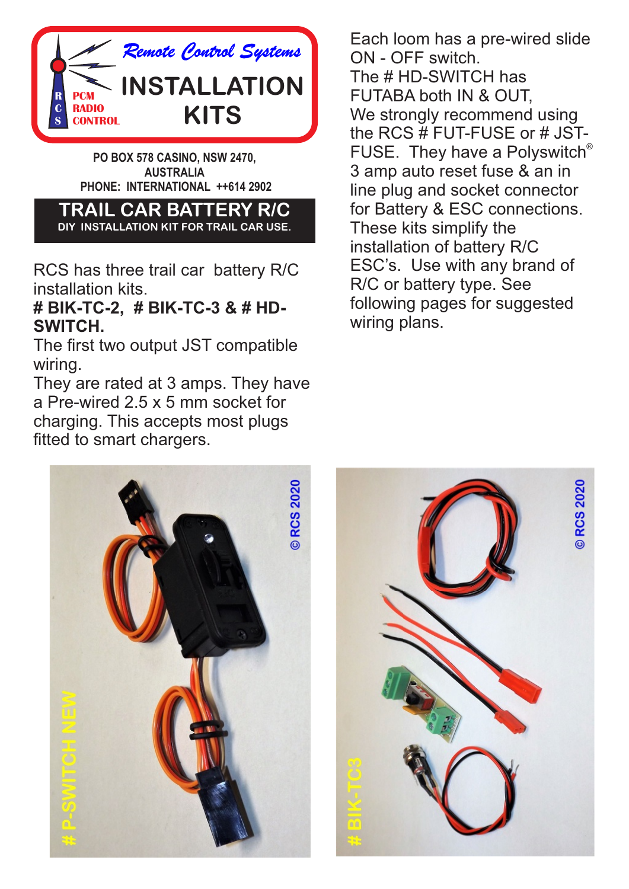# Remote Control Systems INSTALLATION KITS

RCS PCM RADIO CONTROL

PO BOX 578 CASINO, NSW 2470,
AUSTRALIA
PHONE: INTERNATIONAL ++614 2902

## TRAIL CAR BATTERY R/C

DIY INSTALLATION KIT FOR TRAIL CAR USE.

RCS has three trail car battery R/C installation kits.

**# BIK-TC-2, # BIK-TC-3 & # HD-SWITCH.**

The first two output JST compatible wiring.

They are rated at 3 amps. They have a Pre-wired 2.5 x 5 mm socket for charging. This accepts most plugs fitted to smart chargers.

Each loom has a pre-wired slide ON - OFF switch.

The # HD-SWITCH has FUTABA both IN & OUT,

We strongly recommend using the RCS # FUT-FUSE or # JST-FUSE. They have a Polyswitch® 3 amp auto reset fuse & an in line plug and socket connector for Battery & ESC connections.

These kits simplify the installation of battery R/C ESC's. Use with any brand of R/C or battery type. See following pages for suggested wiring plans.

# P-SWITCH NEW © RCS 2020

# BIK-TC3 © RCS 2020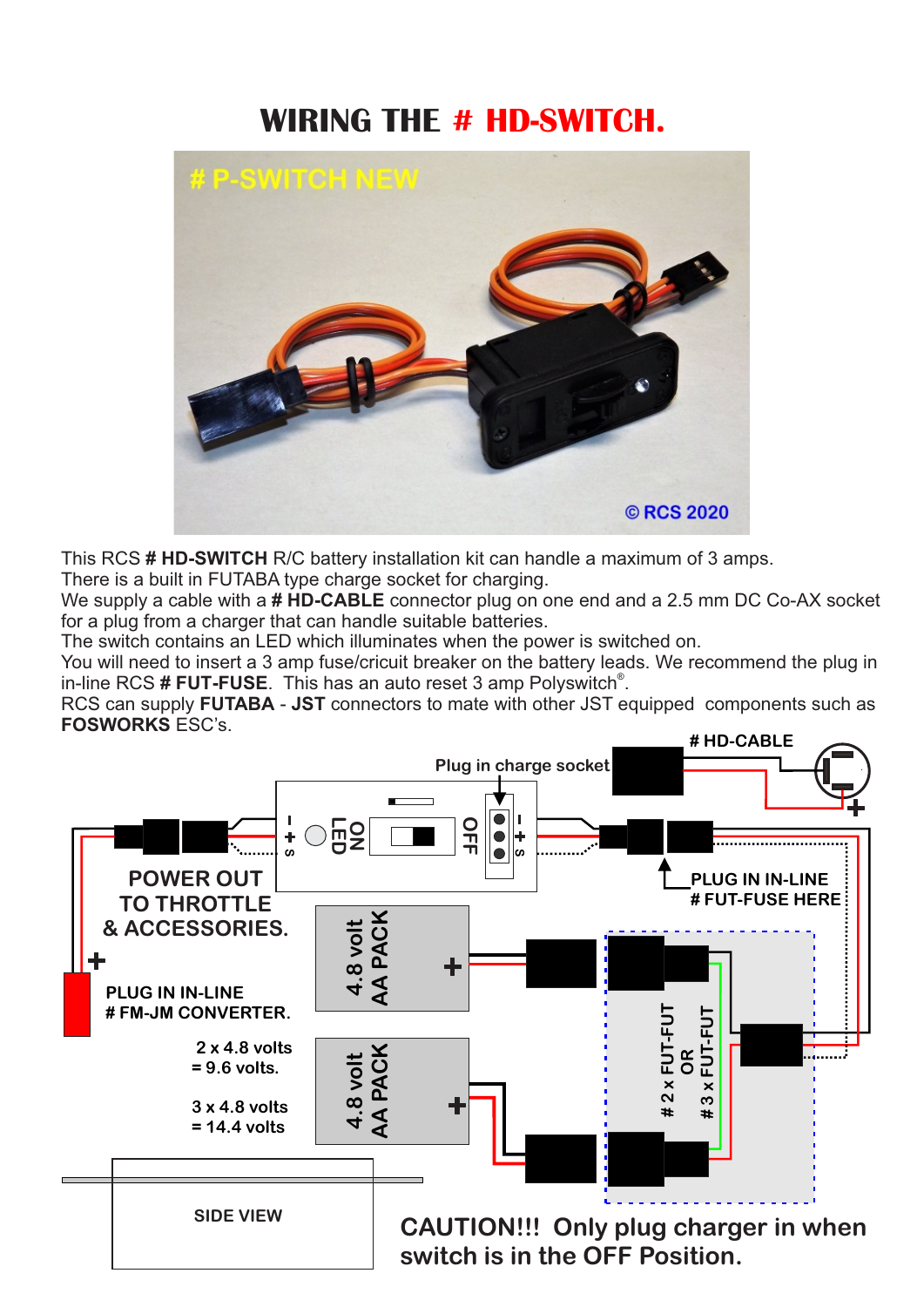# WIRING THE # HD-SWITCH.

This RCS **# HD-SWITCH** R/C battery installation kit can handle a maximum of 3 amps.
There is a built in FUTABA type charge socket for charging.
We supply a cable with a **# HD-CABLE** connector plug on one end and a 2.5 mm DC Co-AX socket for a plug from a charger that can handle suitable batteries.
The switch contains an LED which illuminates when the power is switched on.
You will need to insert a 3 amp fuse/cricuit breaker on the battery leads. We recommend the plug in in-line RCS **# FUT-FUSE**. This has an auto reset 3 amp Polyswitch®.
RCS can supply **FUTABA** - **JST** connectors to mate with other JST equipped components such as **FOSWORKS** ESC's.

**CAUTION!!! Only plug charger in when switch is in the OFF Position.**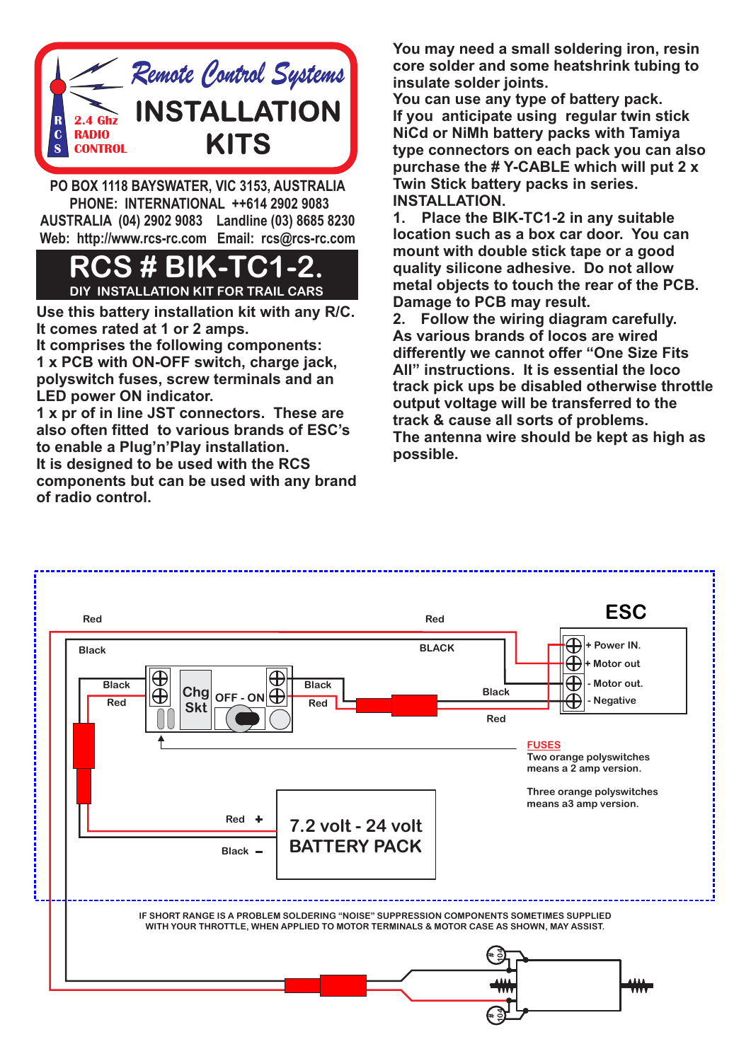**Remote Control Systems**

**INSTALLATION KITS**

R C S 2.4 Ghz RADIO CONTROL

PO BOX 1118 BAYSWATER, VIC 3153, AUSTRALIA
PHONE: INTERNATIONAL ++614 2902 9083
AUSTRALIA (04) 2902 9083 Landline (03) 8685 8230
Web: http://www.rcs-rc.com Email: rcs@rcs-rc.com

# RCS # BIK-TC1-2.

**DIY INSTALLATION KIT FOR TRAIL CARS**

**Use this battery installation kit with any R/C. It comes rated at 1 or 2 amps.**
**It comprises the following components:**
**1 x PCB with ON-OFF switch, charge jack, polyswitch fuses, screw terminals and an LED power ON indicator.**
**1 x pr of in line JST connectors. These are also often fitted to various brands of ESC's to enable a Plug'n'Play installation.**
**It is designed to be used with the RCS components but can be used with any brand of radio control.**

**You may need a small soldering iron, resin core solder and some heatshrink tubing to insulate solder joints.**
**You can use any type of battery pack.**
**If you anticipate using regular twin stick NiCd or NiMh battery packs with Tamiya type connectors on each pack you can also purchase the # Y-CABLE which will put 2 x Twin Stick battery packs in series.**

**INSTALLATION.**

**1. Place the BIK-TC1-2 in any suitable location such as a box car door. You can mount with double stick tape or a good quality silicone adhesive. Do not allow metal objects to touch the rear of the PCB. Damage to PCB may result.**

**2. Follow the wiring diagram carefully. As various brands of locos are wired differently we cannot offer "One Size Fits All" instructions. It is essential the loco track pick ups be disabled otherwise throttle output voltage will be transferred to the track & cause all sorts of problems.**

**The antenna wire should be kept as high as possible.**

Red, Black, Black, Red, Chg Skt, OFF - ON, Black, Red, Red, BLACK, Black, Red

**ESC**
+ Power IN.
+ Motor out
- Motor out.
- Negative

**FUSES**
Two orange polyswitches means a 2 amp version.

Three orange polyswitches means a3 amp version.

Red +
Black −

**7.2 volt - 24 volt BATTERY PACK**

IF SHORT RANGE IS A PROBLEM SOLDERING "NOISE" SUPPRESSION COMPONENTS SOMETIMES SUPPLIED WITH YOUR THROTTLE, WHEN APPLIED TO MOTOR TERMINALS & MOTOR CASE AS SHOWN, MAY ASSIST.

104, 104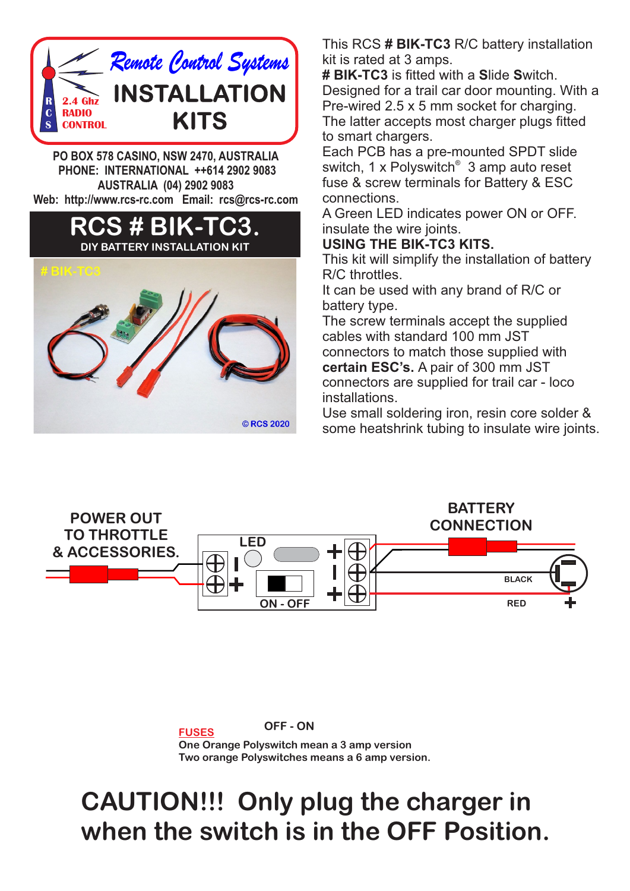**Remote Control Systems**

**INSTALLATION KITS**

R C S 2.4 Ghz RADIO CONTROL

PO BOX 578 CASINO, NSW 2470, AUSTRALIA
PHONE: INTERNATIONAL ++614 2902 9083
AUSTRALIA (04) 2902 9083
Web: http://www.rcs-rc.com Email: rcs@rcs-rc.com

# RCS # BIK-TC3.

**DIY BATTERY INSTALLATION KIT**

# BIK-TC3

© RCS 2020

This RCS **# BIK-TC3** R/C battery installation kit is rated at 3 amps.
**# BIK-TC3** is fitted with a **S**lide **S**witch.
Designed for a trail car door mounting. With a Pre-wired 2.5 x 5 mm socket for charging.
The latter accepts most charger plugs fitted to smart chargers.
Each PCB has a pre-mounted SPDT slide switch, 1 x Polyswitch® 3 amp auto reset fuse & screw terminals for Battery & ESC connections.
A Green LED indicates power ON or OFF.
insulate the wire joints.

**USING THE BIK-TC3 KITS.**

This kit will simplify the installation of battery R/C throttles.
It can be used with any brand of R/C or battery type.
The screw terminals accept the supplied cables with standard 100 mm JST connectors to match those supplied with **certain ESC's.** A pair of 300 mm JST connectors are supplied for trail car - loco installations.
Use small soldering iron, resin core solder & some heatshrink tubing to insulate wire joints.

POWER OUT TO THROTTLE & ACCESSORIES.

LED

ON - OFF

BATTERY CONNECTION

BLACK

RED

OFF - ON

**FUSES**

One Orange Polyswitch mean a 3 amp version
Two orange Polyswitches means a 6 amp version.

# CAUTION!!! Only plug the charger in when the switch is in the OFF Position.